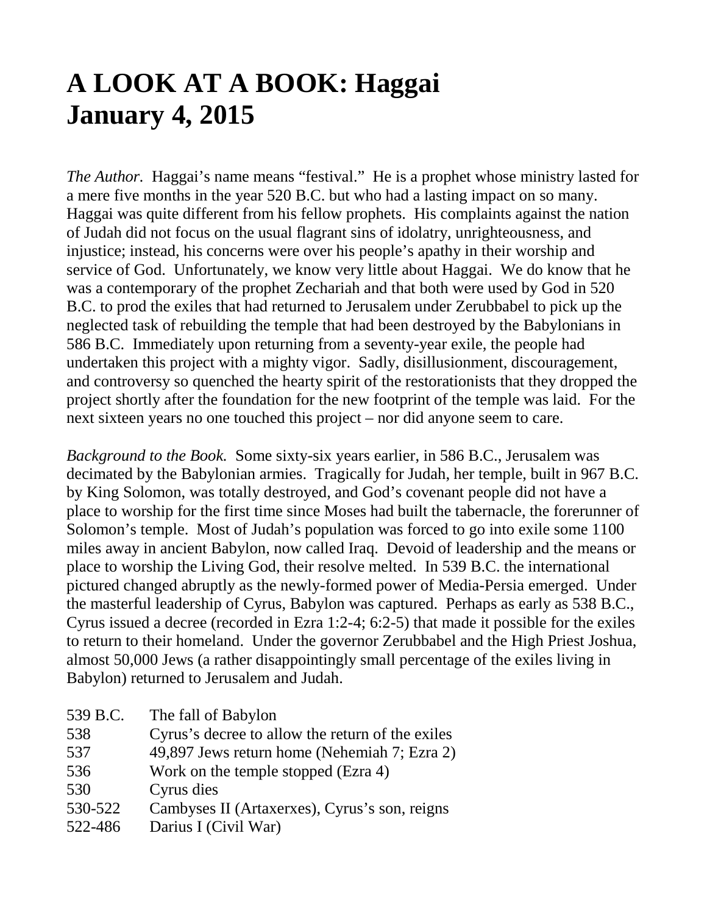# A LOOK AT A BOOK: Haggai
# January 4, 2015

*The Author.* Haggai's name means "festival." He is a prophet whose ministry lasted for a mere five months in the year 520 B.C. but who had a lasting impact on so many. Haggai was quite different from his fellow prophets. His complaints against the nation of Judah did not focus on the usual flagrant sins of idolatry, unrighteousness, and injustice; instead, his concerns were over his people's apathy in their worship and service of God. Unfortunately, we know very little about Haggai. We do know that he was a contemporary of the prophet Zechariah and that both were used by God in 520 B.C. to prod the exiles that had returned to Jerusalem under Zerubbabel to pick up the neglected task of rebuilding the temple that had been destroyed by the Babylonians in 586 B.C. Immediately upon returning from a seventy-year exile, the people had undertaken this project with a mighty vigor. Sadly, disillusionment, discouragement, and controversy so quenched the hearty spirit of the restorationists that they dropped the project shortly after the foundation for the new footprint of the temple was laid. For the next sixteen years no one touched this project – nor did anyone seem to care.

*Background to the Book.* Some sixty-six years earlier, in 586 B.C., Jerusalem was decimated by the Babylonian armies. Tragically for Judah, her temple, built in 967 B.C. by King Solomon, was totally destroyed, and God's covenant people did not have a place to worship for the first time since Moses had built the tabernacle, the forerunner of Solomon's temple. Most of Judah's population was forced to go into exile some 1100 miles away in ancient Babylon, now called Iraq. Devoid of leadership and the means or place to worship the Living God, their resolve melted. In 539 B.C. the international pictured changed abruptly as the newly-formed power of Media-Persia emerged. Under the masterful leadership of Cyrus, Babylon was captured. Perhaps as early as 538 B.C., Cyrus issued a decree (recorded in Ezra 1:2-4; 6:2-5) that made it possible for the exiles to return to their homeland. Under the governor Zerubbabel and the High Priest Joshua, almost 50,000 Jews (a rather disappointingly small percentage of the exiles living in Babylon) returned to Jerusalem and Judah.

| | |
|---|---|
| 539 B.C. | The fall of Babylon |
| 538 | Cyrus's decree to allow the return of the exiles |
| 537 | 49,897 Jews return home (Nehemiah 7; Ezra 2) |
| 536 | Work on the temple stopped (Ezra 4) |
| 530 | Cyrus dies |
| 530-522 | Cambyses II (Artaxerxes), Cyrus's son, reigns |
| 522-486 | Darius I (Civil War) |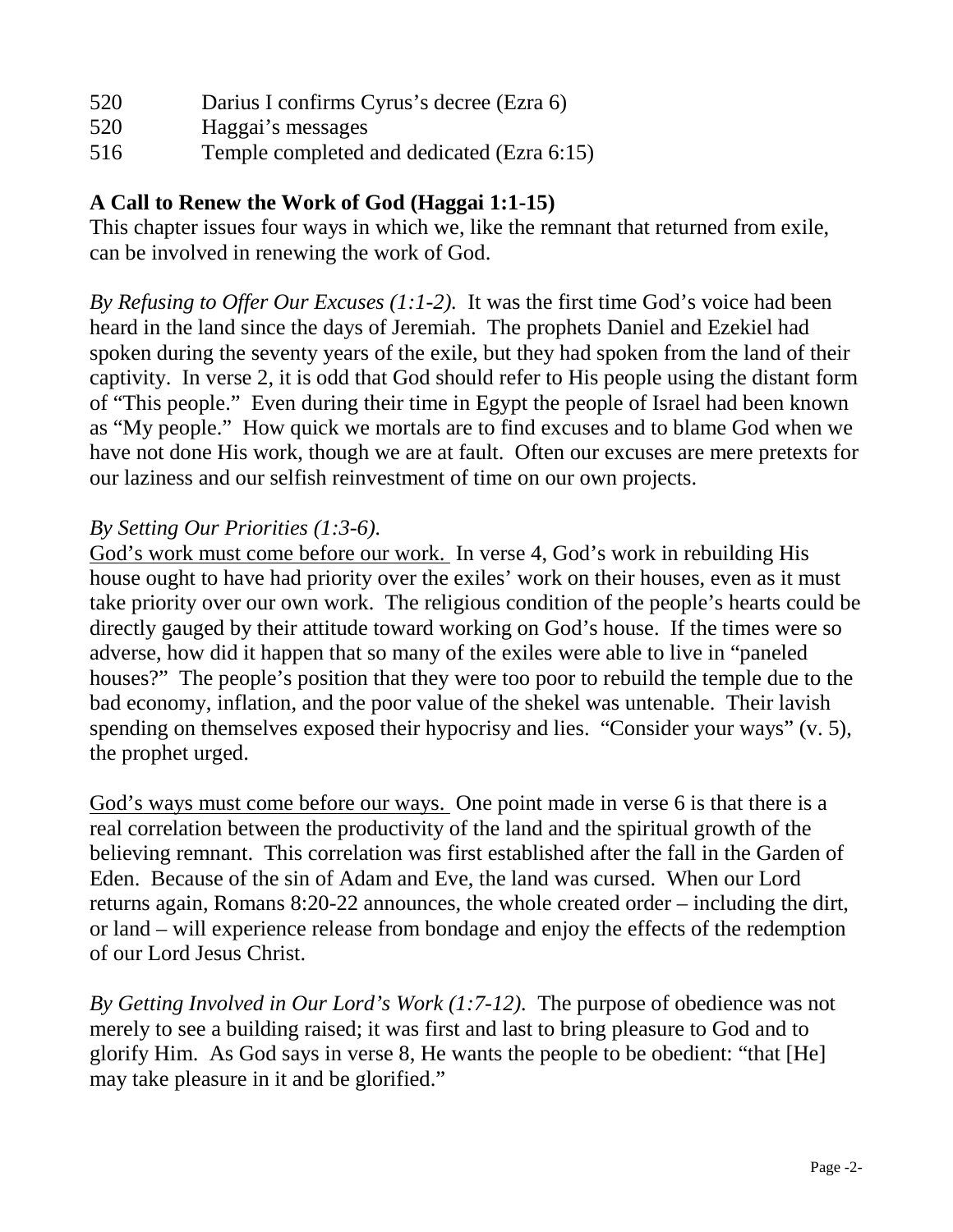| | |
|---|---|
| 520 | Darius I confirms Cyrus's decree (Ezra 6) |
| 520 | Haggai's messages |
| 516 | Temple completed and dedicated (Ezra 6:15) |

**A Call to Renew the Work of God (Haggai 1:1-15)**

This chapter issues four ways in which we, like the remnant that returned from exile, can be involved in renewing the work of God.

*By Refusing to Offer Our Excuses (1:1-2).* It was the first time God's voice had been heard in the land since the days of Jeremiah. The prophets Daniel and Ezekiel had spoken during the seventy years of the exile, but they had spoken from the land of their captivity. In verse 2, it is odd that God should refer to His people using the distant form of "This people." Even during their time in Egypt the people of Israel had been known as "My people." How quick we mortals are to find excuses and to blame God when we have not done His work, though we are at fault. Often our excuses are mere pretexts for our laziness and our selfish reinvestment of time on our own projects.

*By Setting Our Priorities (1:3-6).*

<u>God's work must come before our work.</u> In verse 4, God's work in rebuilding His house ought to have had priority over the exiles' work on their houses, even as it must take priority over our own work. The religious condition of the people's hearts could be directly gauged by their attitude toward working on God's house. If the times were so adverse, how did it happen that so many of the exiles were able to live in "paneled houses?" The people's position that they were too poor to rebuild the temple due to the bad economy, inflation, and the poor value of the shekel was untenable. Their lavish spending on themselves exposed their hypocrisy and lies. "Consider your ways" (v. 5), the prophet urged.

<u>God's ways must come before our ways.</u> One point made in verse 6 is that there is a real correlation between the productivity of the land and the spiritual growth of the believing remnant. This correlation was first established after the fall in the Garden of Eden. Because of the sin of Adam and Eve, the land was cursed. When our Lord returns again, Romans 8:20-22 announces, the whole created order – including the dirt, or land – will experience release from bondage and enjoy the effects of the redemption of our Lord Jesus Christ.

*By Getting Involved in Our Lord's Work (1:7-12).* The purpose of obedience was not merely to see a building raised; it was first and last to bring pleasure to God and to glorify Him. As God says in verse 8, He wants the people to be obedient: "that [He] may take pleasure in it and be glorified."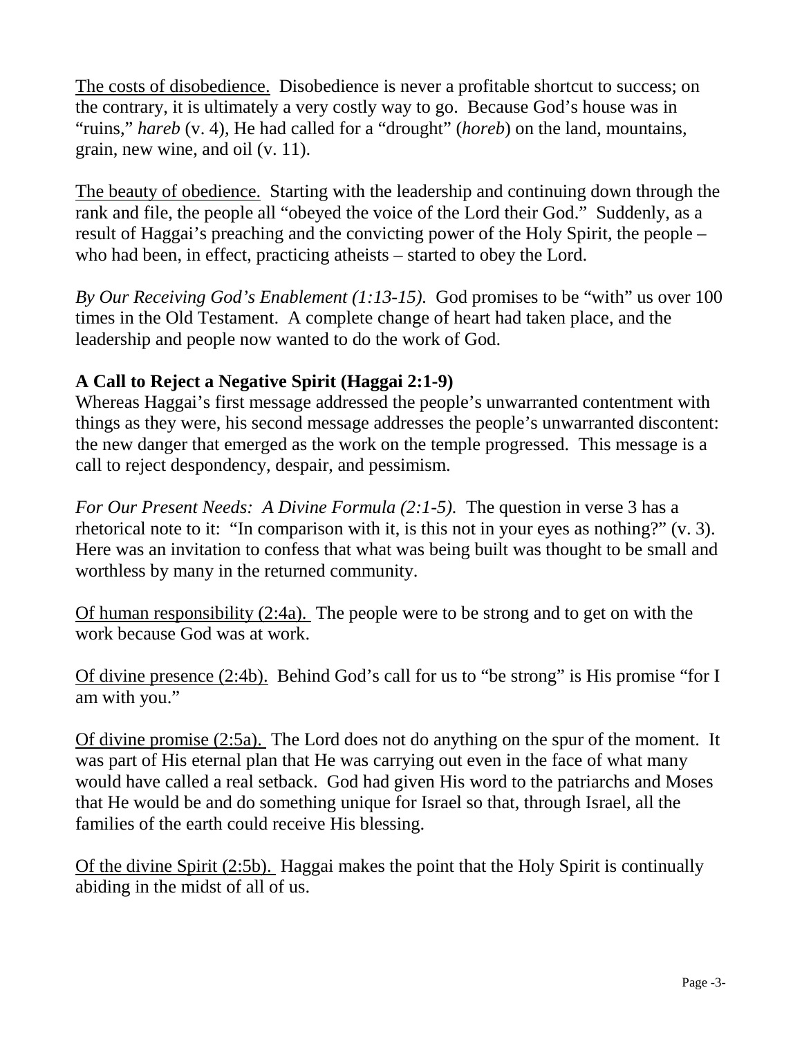<u>The costs of disobedience.</u> Disobedience is never a profitable shortcut to success; on the contrary, it is ultimately a very costly way to go. Because God's house was in "ruins," *hareb* (v. 4), He had called for a "drought" (*horeb*) on the land, mountains, grain, new wine, and oil (v. 11).

<u>The beauty of obedience.</u> Starting with the leadership and continuing down through the rank and file, the people all "obeyed the voice of the Lord their God." Suddenly, as a result of Haggai's preaching and the convicting power of the Holy Spirit, the people – who had been, in effect, practicing atheists – started to obey the Lord.

*By Our Receiving God's Enablement (1:13-15).* God promises to be "with" us over 100 times in the Old Testament. A complete change of heart had taken place, and the leadership and people now wanted to do the work of God.

**A Call to Reject a Negative Spirit (Haggai 2:1-9)**

Whereas Haggai's first message addressed the people's unwarranted contentment with things as they were, his second message addresses the people's unwarranted discontent: the new danger that emerged as the work on the temple progressed. This message is a call to reject despondency, despair, and pessimism.

*For Our Present Needs: A Divine Formula (2:1-5).* The question in verse 3 has a rhetorical note to it: "In comparison with it, is this not in your eyes as nothing?" (v. 3). Here was an invitation to confess that what was being built was thought to be small and worthless by many in the returned community.

<u>Of human responsibility (2:4a).</u> The people were to be strong and to get on with the work because God was at work.

<u>Of divine presence (2:4b).</u> Behind God's call for us to "be strong" is His promise "for I am with you."

<u>Of divine promise (2:5a).</u> The Lord does not do anything on the spur of the moment. It was part of His eternal plan that He was carrying out even in the face of what many would have called a real setback. God had given His word to the patriarchs and Moses that He would be and do something unique for Israel so that, through Israel, all the families of the earth could receive His blessing.

<u>Of the divine Spirit (2:5b).</u> Haggai makes the point that the Holy Spirit is continually abiding in the midst of all of us.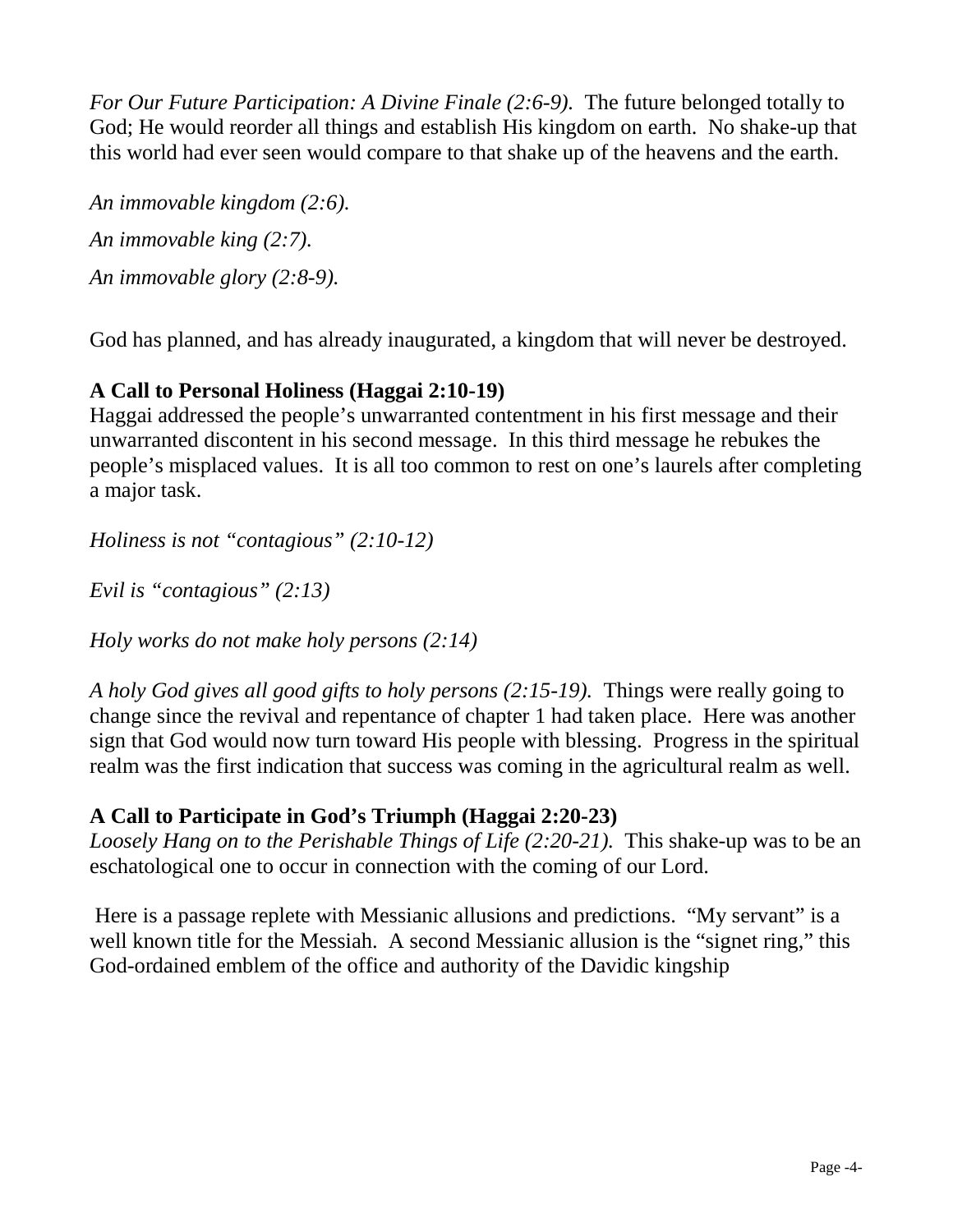*For Our Future Participation: A Divine Finale (2:6-9).* The future belonged totally to God; He would reorder all things and establish His kingdom on earth. No shake-up that this world had ever seen would compare to that shake up of the heavens and the earth.

*An immovable kingdom (2:6).*

*An immovable king (2:7).*

*An immovable glory (2:8-9).*

God has planned, and has already inaugurated, a kingdom that will never be destroyed.

**A Call to Personal Holiness (Haggai 2:10-19)**

Haggai addressed the people's unwarranted contentment in his first message and their unwarranted discontent in his second message. In this third message he rebukes the people's misplaced values. It is all too common to rest on one's laurels after completing a major task.

*Holiness is not "contagious" (2:10-12)*

*Evil is "contagious" (2:13)*

*Holy works do not make holy persons (2:14)*

*A holy God gives all good gifts to holy persons (2:15-19).* Things were really going to change since the revival and repentance of chapter 1 had taken place. Here was another sign that God would now turn toward His people with blessing. Progress in the spiritual realm was the first indication that success was coming in the agricultural realm as well.

**A Call to Participate in God's Triumph (Haggai 2:20-23)**

*Loosely Hang on to the Perishable Things of Life (2:20-21).* This shake-up was to be an eschatological one to occur in connection with the coming of our Lord.

Here is a passage replete with Messianic allusions and predictions. "My servant" is a well known title for the Messiah. A second Messianic allusion is the "signet ring," this God-ordained emblem of the office and authority of the Davidic kingship